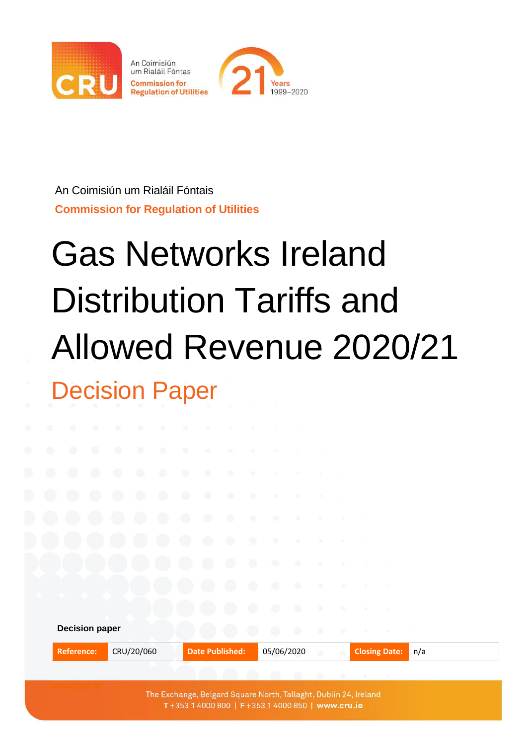An Coimisiún um Rialáil Fóntais

**Commission for Regulation of Utilities**

# Gas Networks Ireland Distribution Tariffs and Allowed Revenue 2020/21

## Decision Paper

**Decision paper**

| Reference: | CRU/20/060 | Date Published: | 05/06/2020 | Closing Date: | n/a |
|---|---|---|---|---|---|

The Exchange, Belgard Square North, Tallaght, Dublin 24, Ireland
T +353 1 4000 800 | F +353 1 4000 850 | www.cru.ie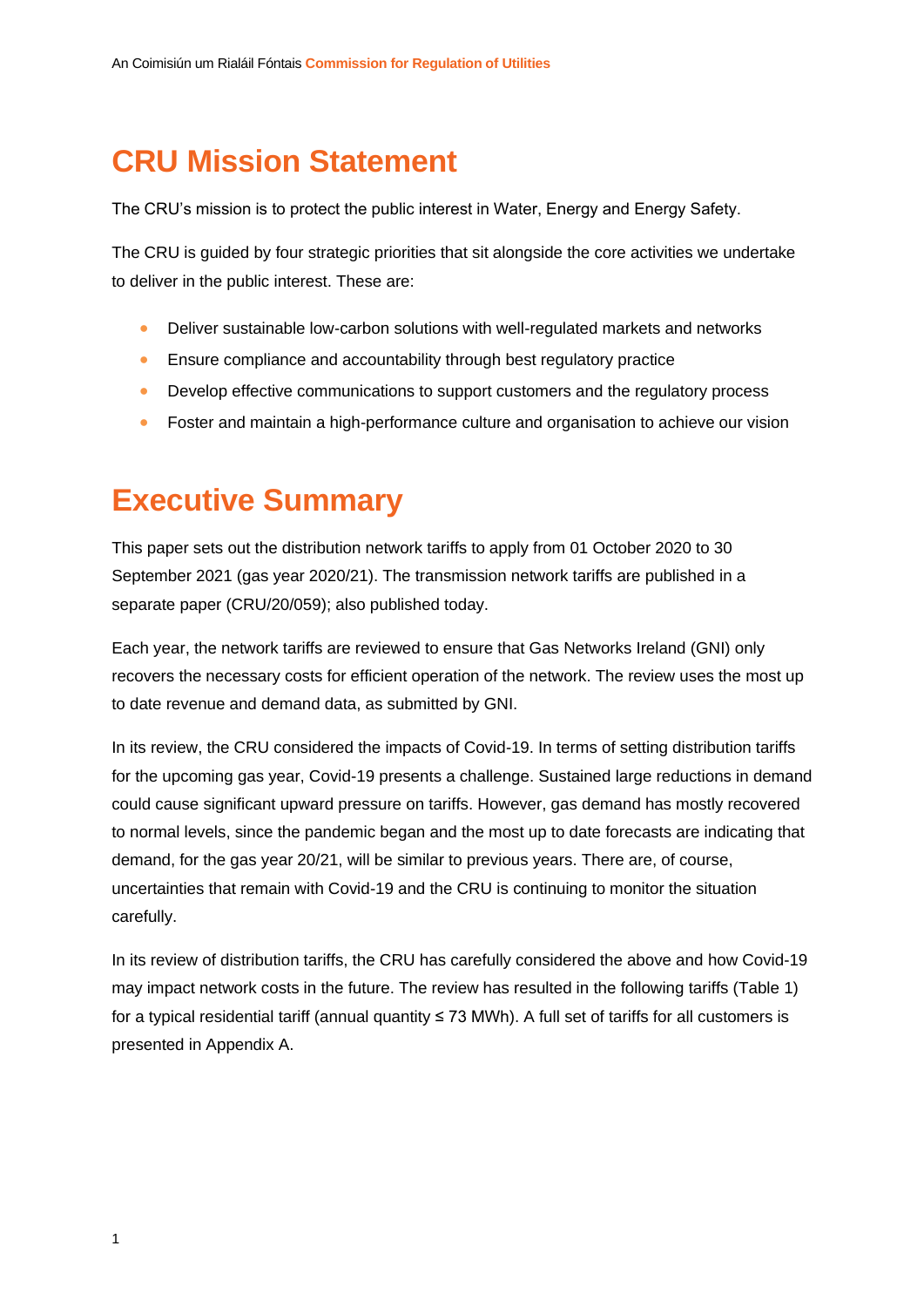# CRU Mission Statement

The CRU's mission is to protect the public interest in Water, Energy and Energy Safety.

The CRU is guided by four strategic priorities that sit alongside the core activities we undertake to deliver in the public interest. These are:

- Deliver sustainable low-carbon solutions with well-regulated markets and networks
- Ensure compliance and accountability through best regulatory practice
- Develop effective communications to support customers and the regulatory process
- Foster and maintain a high-performance culture and organisation to achieve our vision

# Executive Summary

This paper sets out the distribution network tariffs to apply from 01 October 2020 to 30 September 2021 (gas year 2020/21). The transmission network tariffs are published in a separate paper (CRU/20/059); also published today.

Each year, the network tariffs are reviewed to ensure that Gas Networks Ireland (GNI) only recovers the necessary costs for efficient operation of the network. The review uses the most up to date revenue and demand data, as submitted by GNI.

In its review, the CRU considered the impacts of Covid-19. In terms of setting distribution tariffs for the upcoming gas year, Covid-19 presents a challenge. Sustained large reductions in demand could cause significant upward pressure on tariffs. However, gas demand has mostly recovered to normal levels, since the pandemic began and the most up to date forecasts are indicating that demand, for the gas year 20/21, will be similar to previous years. There are, of course, uncertainties that remain with Covid-19 and the CRU is continuing to monitor the situation carefully.

In its review of distribution tariffs, the CRU has carefully considered the above and how Covid-19 may impact network costs in the future. The review has resulted in the following tariffs (Table 1) for a typical residential tariff (annual quantity ≤ 73 MWh). A full set of tariffs for all customers is presented in Appendix A.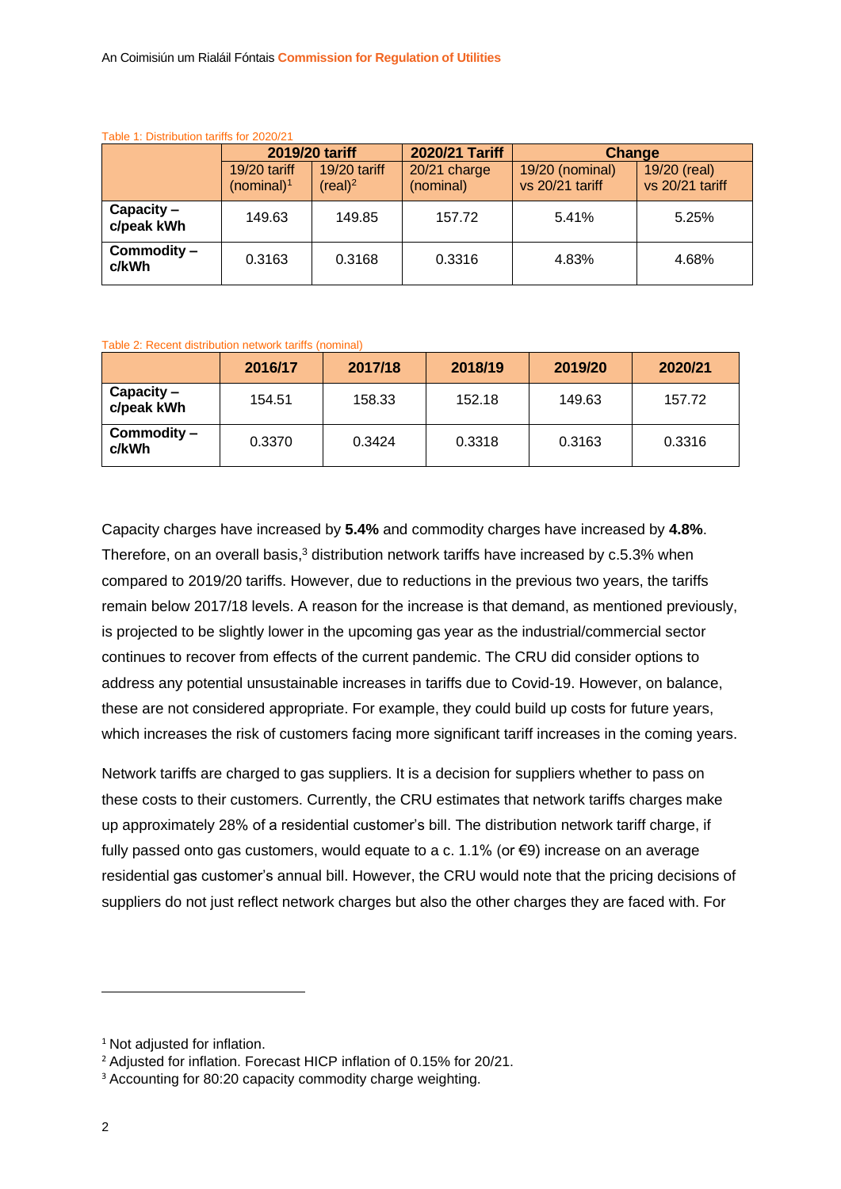Table 1: Distribution tariffs for 2020/21

| | 2019/20 tariff | | 2020/21 Tariff | Change | |
|---|---|---|---|---|---|
| | 19/20 tariff (nominal)[1] | 19/20 tariff (real)[2] | 20/21 charge (nominal) | 19/20 (nominal) vs 20/21 tariff | 19/20 (real) vs 20/21 tariff |
| **Capacity – c/peak kWh** | 149.63 | 149.85 | 157.72 | 5.41% | 5.25% |
| **Commodity – c/kWh** | 0.3163 | 0.3168 | 0.3316 | 4.83% | 4.68% |

Table 2: Recent distribution network tariffs (nominal)

| | 2016/17 | 2017/18 | 2018/19 | 2019/20 | 2020/21 |
|---|---|---|---|---|---|
| **Capacity – c/peak kWh** | 154.51 | 158.33 | 152.18 | 149.63 | 157.72 |
| **Commodity – c/kWh** | 0.3370 | 0.3424 | 0.3318 | 0.3163 | 0.3316 |

Capacity charges have increased by **5.4%** and commodity charges have increased by **4.8%**. Therefore, on an overall basis,[3] distribution network tariffs have increased by c.5.3% when compared to 2019/20 tariffs. However, due to reductions in the previous two years, the tariffs remain below 2017/18 levels. A reason for the increase is that demand, as mentioned previously, is projected to be slightly lower in the upcoming gas year as the industrial/commercial sector continues to recover from effects of the current pandemic. The CRU did consider options to address any potential unsustainable increases in tariffs due to Covid-19. However, on balance, these are not considered appropriate. For example, they could build up costs for future years, which increases the risk of customers facing more significant tariff increases in the coming years.

Network tariffs are charged to gas suppliers. It is a decision for suppliers whether to pass on these costs to their customers. Currently, the CRU estimates that network tariffs charges make up approximately 28% of a residential customer's bill. The distribution network tariff charge, if fully passed onto gas customers, would equate to a c. 1.1% (or €9) increase on an average residential gas customer's annual bill. However, the CRU would note that the pricing decisions of suppliers do not just reflect network charges but also the other charges they are faced with. For

[1] Not adjusted for inflation.

[2] Adjusted for inflation. Forecast HICP inflation of 0.15% for 20/21.

[3] Accounting for 80:20 capacity commodity charge weighting.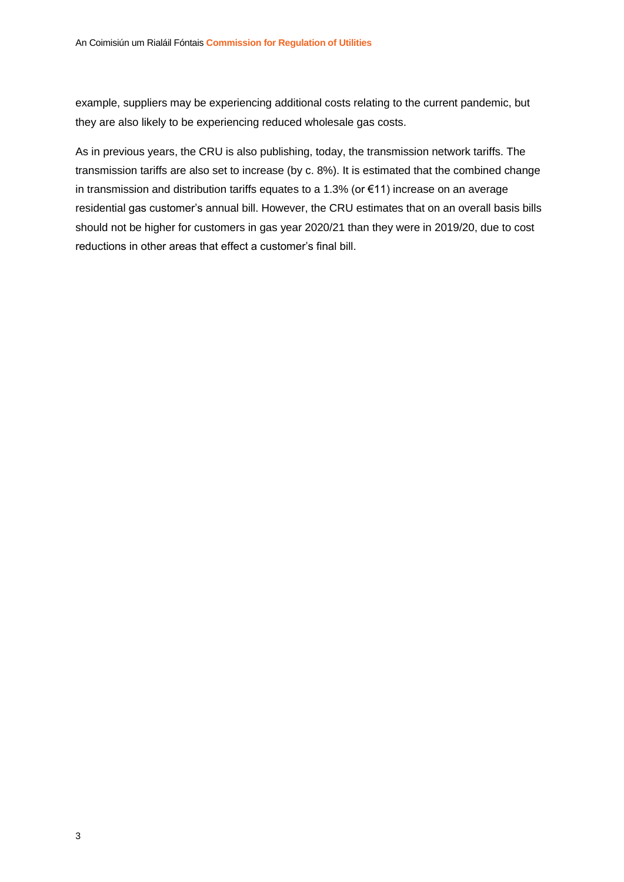example, suppliers may be experiencing additional costs relating to the current pandemic, but they are also likely to be experiencing reduced wholesale gas costs.

As in previous years, the CRU is also publishing, today, the transmission network tariffs. The transmission tariffs are also set to increase (by c. 8%). It is estimated that the combined change in transmission and distribution tariffs equates to a 1.3% (or €11) increase on an average residential gas customer's annual bill. However, the CRU estimates that on an overall basis bills should not be higher for customers in gas year 2020/21 than they were in 2019/20, due to cost reductions in other areas that effect a customer's final bill.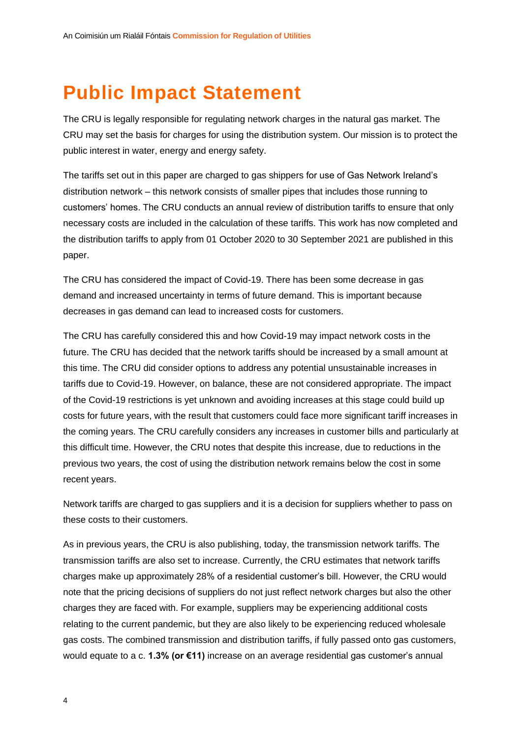# Public Impact Statement

The CRU is legally responsible for regulating network charges in the natural gas market. The CRU may set the basis for charges for using the distribution system. Our mission is to protect the public interest in water, energy and energy safety.

The tariffs set out in this paper are charged to gas shippers for use of Gas Network Ireland's distribution network – this network consists of smaller pipes that includes those running to customers' homes. The CRU conducts an annual review of distribution tariffs to ensure that only necessary costs are included in the calculation of these tariffs. This work has now completed and the distribution tariffs to apply from 01 October 2020 to 30 September 2021 are published in this paper.

The CRU has considered the impact of Covid-19. There has been some decrease in gas demand and increased uncertainty in terms of future demand. This is important because decreases in gas demand can lead to increased costs for customers.

The CRU has carefully considered this and how Covid-19 may impact network costs in the future. The CRU has decided that the network tariffs should be increased by a small amount at this time. The CRU did consider options to address any potential unsustainable increases in tariffs due to Covid-19. However, on balance, these are not considered appropriate. The impact of the Covid-19 restrictions is yet unknown and avoiding increases at this stage could build up costs for future years, with the result that customers could face more significant tariff increases in the coming years. The CRU carefully considers any increases in customer bills and particularly at this difficult time. However, the CRU notes that despite this increase, due to reductions in the previous two years, the cost of using the distribution network remains below the cost in some recent years.

Network tariffs are charged to gas suppliers and it is a decision for suppliers whether to pass on these costs to their customers.

As in previous years, the CRU is also publishing, today, the transmission network tariffs. The transmission tariffs are also set to increase. Currently, the CRU estimates that network tariffs charges make up approximately 28% of a residential customer's bill. However, the CRU would note that the pricing decisions of suppliers do not just reflect network charges but also the other charges they are faced with. For example, suppliers may be experiencing additional costs relating to the current pandemic, but they are also likely to be experiencing reduced wholesale gas costs. The combined transmission and distribution tariffs, if fully passed onto gas customers, would equate to a c. **1.3% (or €11)** increase on an average residential gas customer's annual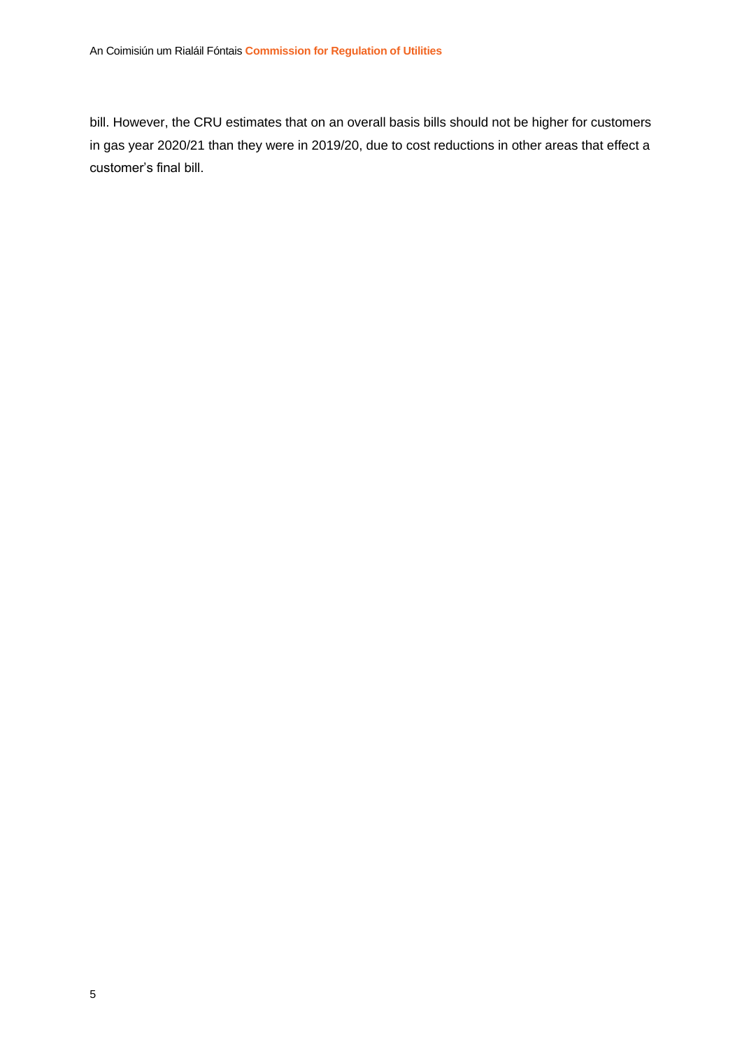bill. However, the CRU estimates that on an overall basis bills should not be higher for customers in gas year 2020/21 than they were in 2019/20, due to cost reductions in other areas that effect a customer's final bill.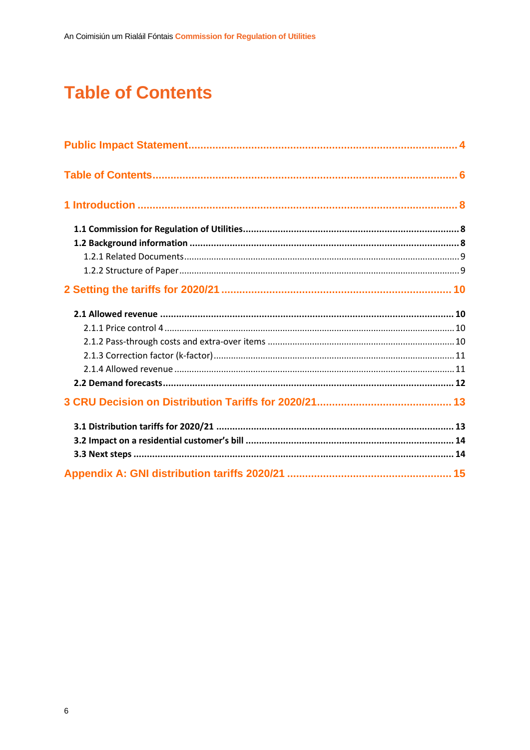# Table of Contents

Public Impact Statement .......................................................................................... 4

Table of Contents ...................................................................................................... 6

1 Introduction ........................................................................................................... 8

- 1.1 Commission for Regulation of Utilities ................................................................. 8
- 1.2 Background information ..................................................................................... 8
  - 1.2.1 Related Documents ....................................................................................... 9
  - 1.2.2 Structure of Paper .......................................................................................... 9

2 Setting the tariffs for 2020/21 .............................................................................. 10

- 2.1 Allowed revenue ............................................................................................... 10
  - 2.1.1 Price control 4 .............................................................................................. 10
  - 2.1.2 Pass-through costs and extra-over items .................................................... 10
  - 2.1.3 Correction factor (k-factor) ........................................................................... 11
  - 2.1.4 Allowed revenue ........................................................................................... 11
- 2.2 Demand forecasts ............................................................................................. 12

3 CRU Decision on Distribution Tariffs for 2020/21 .............................................. 13

- 3.1 Distribution tariffs for 2020/21 .......................................................................... 13
- 3.2 Impact on a residential customer's bill ............................................................. 14
- 3.3 Next steps ......................................................................................................... 14

Appendix A: GNI distribution tariffs 2020/21 ......................................................... 15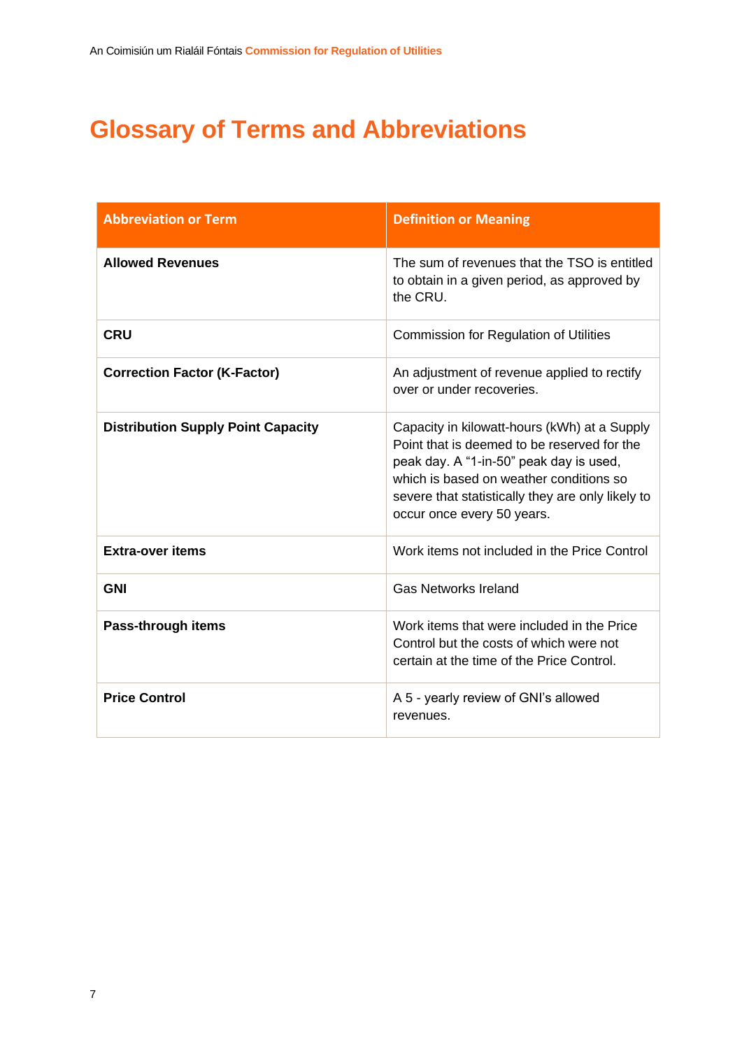# Glossary of Terms and Abbreviations

| Abbreviation or Term | Definition or Meaning |
|---|---|
| **Allowed Revenues** | The sum of revenues that the TSO is entitled to obtain in a given period, as approved by the CRU. |
| **CRU** | Commission for Regulation of Utilities |
| **Correction Factor (K-Factor)** | An adjustment of revenue applied to rectify over or under recoveries. |
| **Distribution Supply Point Capacity** | Capacity in kilowatt-hours (kWh) at a Supply Point that is deemed to be reserved for the peak day. A "1-in-50" peak day is used, which is based on weather conditions so severe that statistically they are only likely to occur once every 50 years. |
| **Extra-over items** | Work items not included in the Price Control |
| **GNI** | Gas Networks Ireland |
| **Pass-through items** | Work items that were included in the Price Control but the costs of which were not certain at the time of the Price Control. |
| **Price Control** | A 5 - yearly review of GNI's allowed revenues. |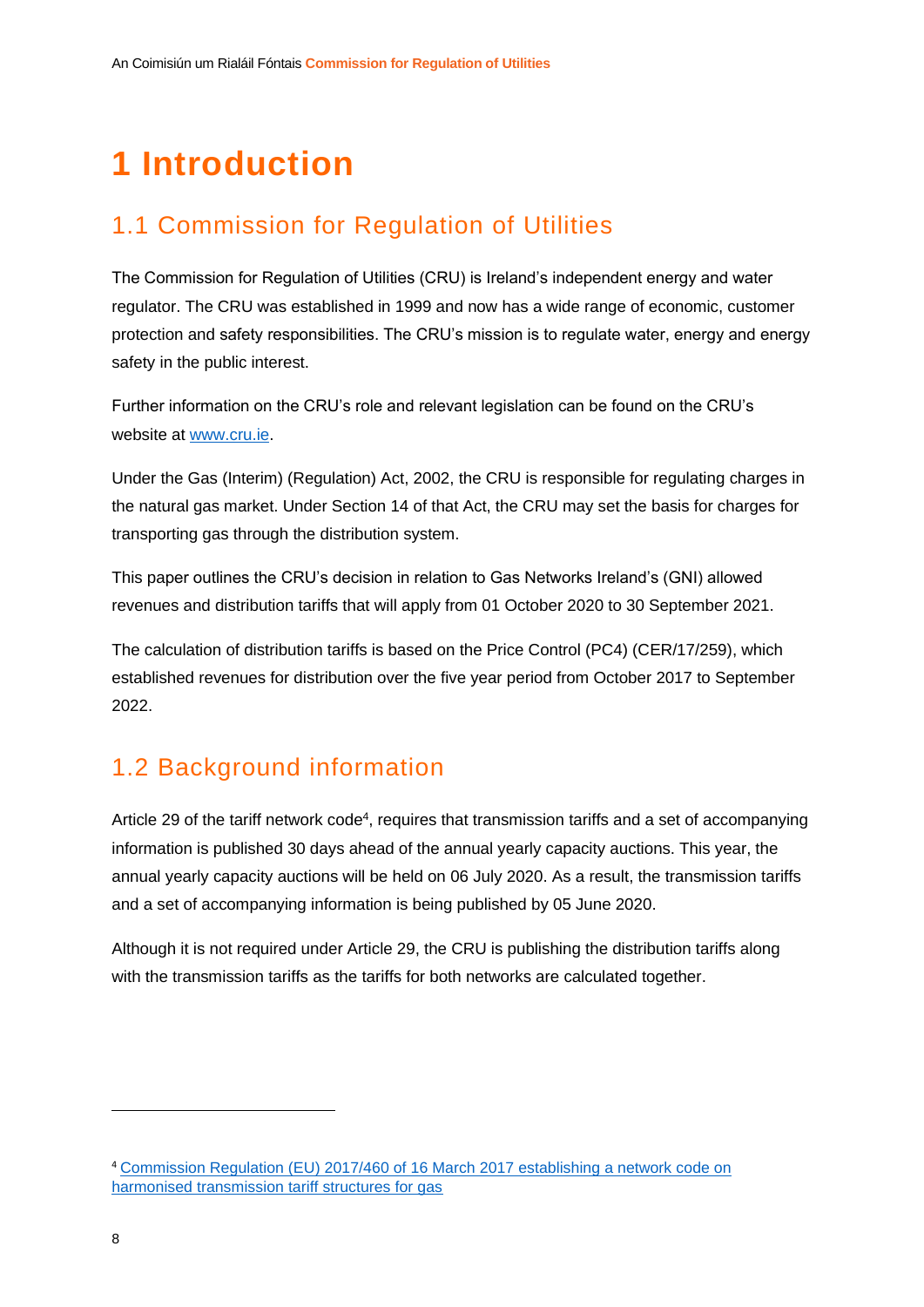# 1 Introduction

## 1.1 Commission for Regulation of Utilities

The Commission for Regulation of Utilities (CRU) is Ireland's independent energy and water regulator. The CRU was established in 1999 and now has a wide range of economic, customer protection and safety responsibilities. The CRU's mission is to regulate water, energy and energy safety in the public interest.

Further information on the CRU's role and relevant legislation can be found on the CRU's website at [www.cru.ie](www.cru.ie).

Under the Gas (Interim) (Regulation) Act, 2002, the CRU is responsible for regulating charges in the natural gas market. Under Section 14 of that Act, the CRU may set the basis for charges for transporting gas through the distribution system.

This paper outlines the CRU's decision in relation to Gas Networks Ireland's (GNI) allowed revenues and distribution tariffs that will apply from 01 October 2020 to 30 September 2021.

The calculation of distribution tariffs is based on the Price Control (PC4) (CER/17/259), which established revenues for distribution over the five year period from October 2017 to September 2022.

## 1.2 Background information

Article 29 of the tariff network code[4], requires that transmission tariffs and a set of accompanying information is published 30 days ahead of the annual yearly capacity auctions. This year, the annual yearly capacity auctions will be held on 06 July 2020. As a result, the transmission tariffs and a set of accompanying information is being published by 05 June 2020.

Although it is not required under Article 29, the CRU is publishing the distribution tariffs along with the transmission tariffs as the tariffs for both networks are calculated together.

---

[4] Commission Regulation (EU) 2017/460 of 16 March 2017 establishing a network code on harmonised transmission tariff structures for gas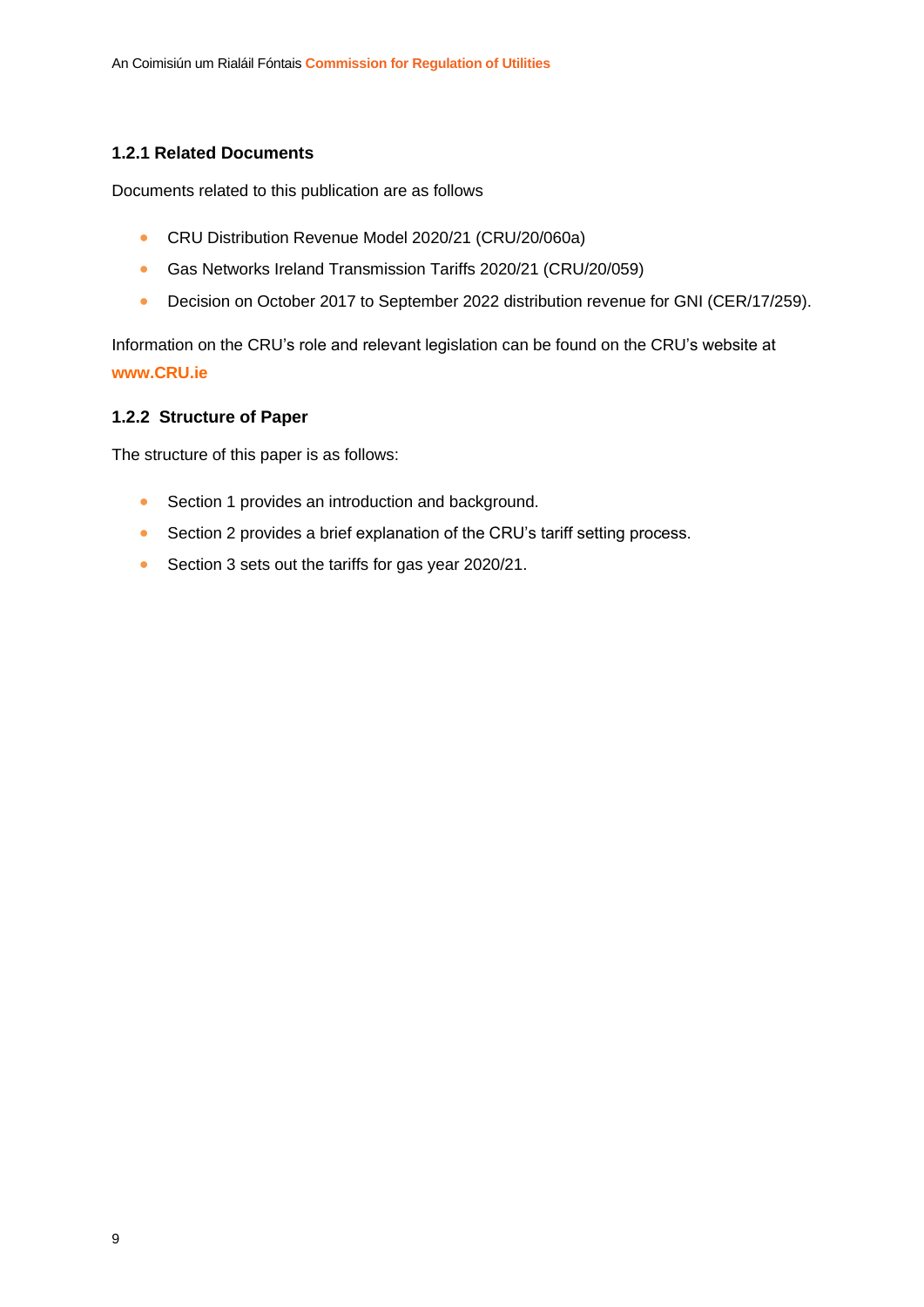### 1.2.1 Related Documents

Documents related to this publication are as follows

- CRU Distribution Revenue Model 2020/21 (CRU/20/060a)
- Gas Networks Ireland Transmission Tariffs 2020/21 (CRU/20/059)
- Decision on October 2017 to September 2022 distribution revenue for GNI (CER/17/259).

Information on the CRU's role and relevant legislation can be found on the CRU's website at **www.CRU.ie**

### 1.2.2 Structure of Paper

The structure of this paper is as follows:

- Section 1 provides an introduction and background.
- Section 2 provides a brief explanation of the CRU's tariff setting process.
- Section 3 sets out the tariffs for gas year 2020/21.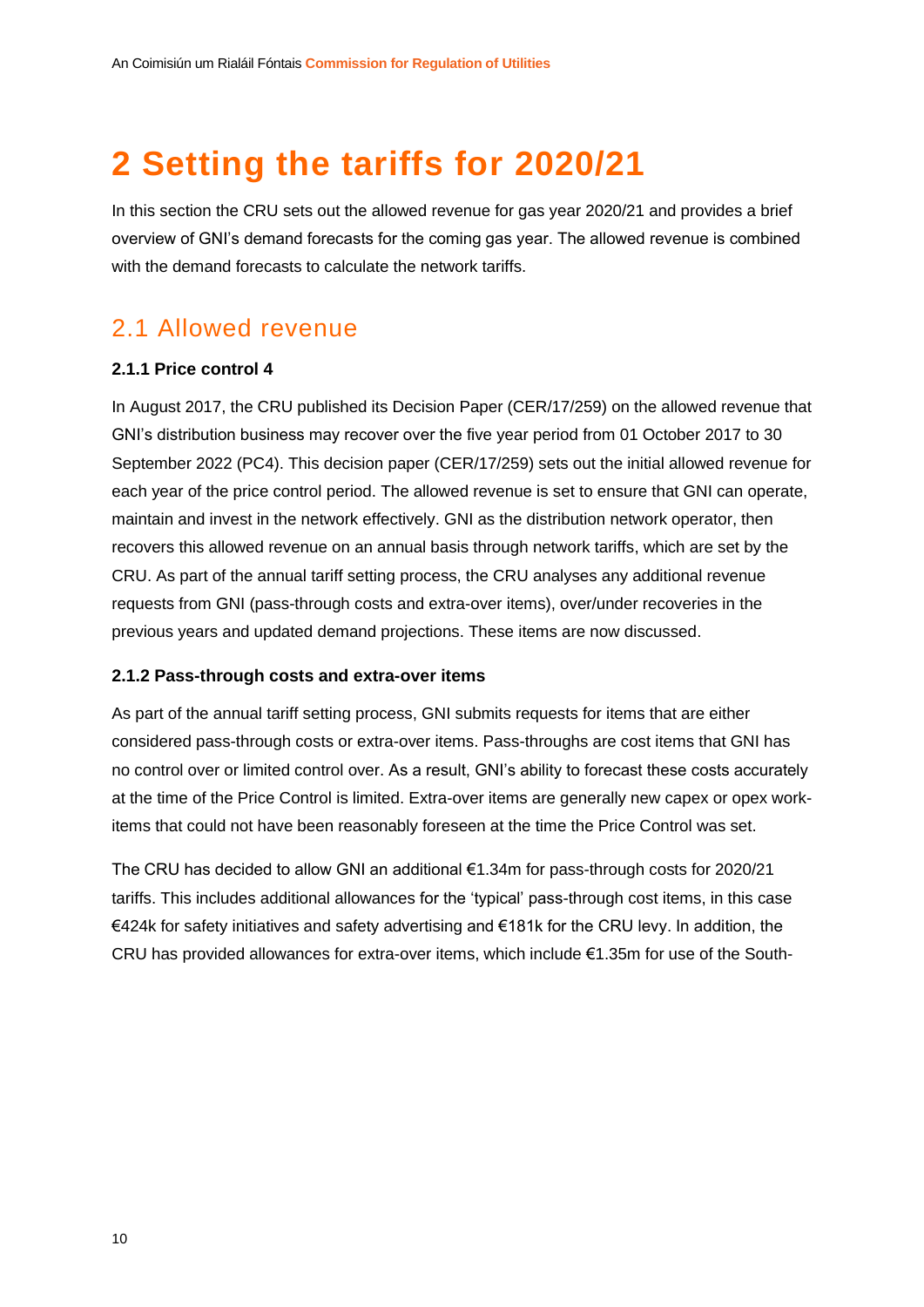# 2 Setting the tariffs for 2020/21

In this section the CRU sets out the allowed revenue for gas year 2020/21 and provides a brief overview of GNI's demand forecasts for the coming gas year. The allowed revenue is combined with the demand forecasts to calculate the network tariffs.

## 2.1 Allowed revenue

### 2.1.1 Price control 4

In August 2017, the CRU published its Decision Paper (CER/17/259) on the allowed revenue that GNI's distribution business may recover over the five year period from 01 October 2017 to 30 September 2022 (PC4). This decision paper (CER/17/259) sets out the initial allowed revenue for each year of the price control period. The allowed revenue is set to ensure that GNI can operate, maintain and invest in the network effectively. GNI as the distribution network operator, then recovers this allowed revenue on an annual basis through network tariffs, which are set by the CRU. As part of the annual tariff setting process, the CRU analyses any additional revenue requests from GNI (pass-through costs and extra-over items), over/under recoveries in the previous years and updated demand projections. These items are now discussed.

### 2.1.2 Pass-through costs and extra-over items

As part of the annual tariff setting process, GNI submits requests for items that are either considered pass-through costs or extra-over items. Pass-throughs are cost items that GNI has no control over or limited control over. As a result, GNI's ability to forecast these costs accurately at the time of the Price Control is limited. Extra-over items are generally new capex or opex work-items that could not have been reasonably foreseen at the time the Price Control was set.

The CRU has decided to allow GNI an additional €1.34m for pass-through costs for 2020/21 tariffs. This includes additional allowances for the 'typical' pass-through cost items, in this case €424k for safety initiatives and safety advertising and €181k for the CRU levy. In addition, the CRU has provided allowances for extra-over items, which include €1.35m for use of the South-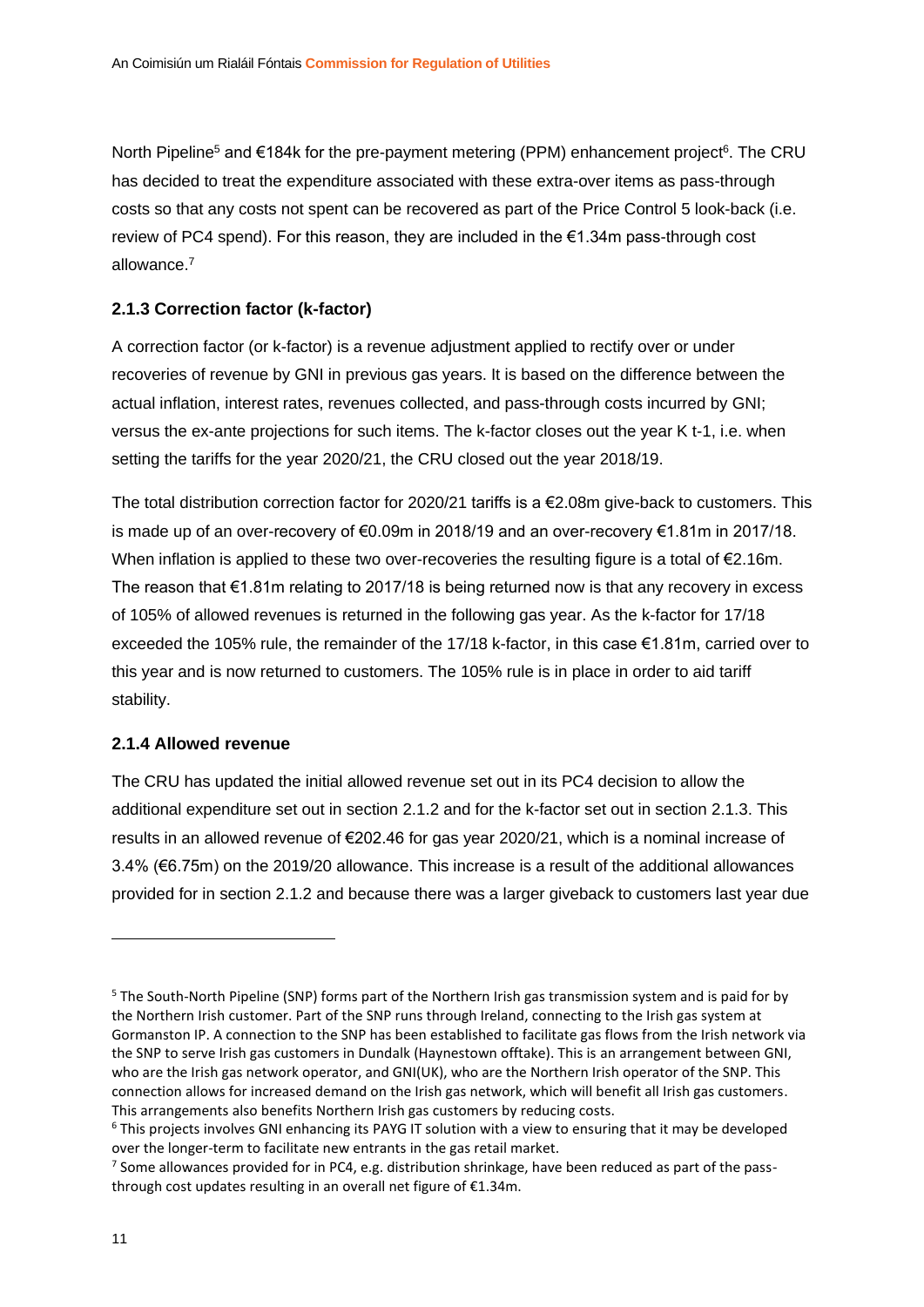North Pipeline[5] and €184k for the pre-payment metering (PPM) enhancement project[6]. The CRU has decided to treat the expenditure associated with these extra-over items as pass-through costs so that any costs not spent can be recovered as part of the Price Control 5 look-back (i.e. review of PC4 spend). For this reason, they are included in the €1.34m pass-through cost allowance.[7]

### 2.1.3 Correction factor (k-factor)

A correction factor (or k-factor) is a revenue adjustment applied to rectify over or under recoveries of revenue by GNI in previous gas years. It is based on the difference between the actual inflation, interest rates, revenues collected, and pass-through costs incurred by GNI; versus the ex-ante projections for such items. The k-factor closes out the year K t-1, i.e. when setting the tariffs for the year 2020/21, the CRU closed out the year 2018/19.

The total distribution correction factor for 2020/21 tariffs is a €2.08m give-back to customers. This is made up of an over-recovery of €0.09m in 2018/19 and an over-recovery €1.81m in 2017/18. When inflation is applied to these two over-recoveries the resulting figure is a total of €2.16m. The reason that €1.81m relating to 2017/18 is being returned now is that any recovery in excess of 105% of allowed revenues is returned in the following gas year. As the k-factor for 17/18 exceeded the 105% rule, the remainder of the 17/18 k-factor, in this case €1.81m, carried over to this year and is now returned to customers. The 105% rule is in place in order to aid tariff stability.

### 2.1.4 Allowed revenue

The CRU has updated the initial allowed revenue set out in its PC4 decision to allow the additional expenditure set out in section 2.1.2 and for the k-factor set out in section 2.1.3. This results in an allowed revenue of €202.46 for gas year 2020/21, which is a nominal increase of 3.4% (€6.75m) on the 2019/20 allowance. This increase is a result of the additional allowances provided for in section 2.1.2 and because there was a larger giveback to customers last year due

---

[5] The South-North Pipeline (SNP) forms part of the Northern Irish gas transmission system and is paid for by the Northern Irish customer. Part of the SNP runs through Ireland, connecting to the Irish gas system at Gormanston IP. A connection to the SNP has been established to facilitate gas flows from the Irish network via the SNP to serve Irish gas customers in Dundalk (Haynestown offtake). This is an arrangement between GNI, who are the Irish gas network operator, and GNI(UK), who are the Northern Irish operator of the SNP. This connection allows for increased demand on the Irish gas network, which will benefit all Irish gas customers. This arrangements also benefits Northern Irish gas customers by reducing costs.

[6] This projects involves GNI enhancing its PAYG IT solution with a view to ensuring that it may be developed over the longer-term to facilitate new entrants in the gas retail market.

[7] Some allowances provided for in PC4, e.g. distribution shrinkage, have been reduced as part of the pass-through cost updates resulting in an overall net figure of €1.34m.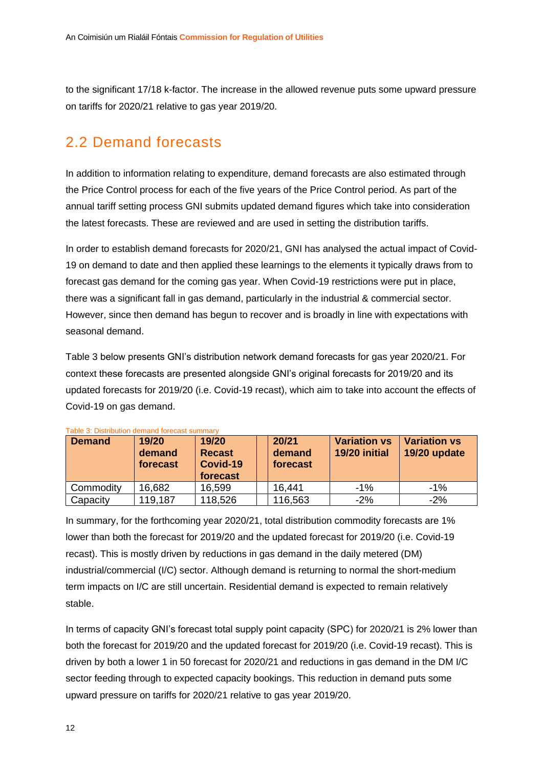to the significant 17/18 k-factor. The increase in the allowed revenue puts some upward pressure on tariffs for 2020/21 relative to gas year 2019/20.

## 2.2 Demand forecasts

In addition to information relating to expenditure, demand forecasts are also estimated through the Price Control process for each of the five years of the Price Control period. As part of the annual tariff setting process GNI submits updated demand figures which take into consideration the latest forecasts. These are reviewed and are used in setting the distribution tariffs.

In order to establish demand forecasts for 2020/21, GNI has analysed the actual impact of Covid-19 on demand to date and then applied these learnings to the elements it typically draws from to forecast gas demand for the coming gas year. When Covid-19 restrictions were put in place, there was a significant fall in gas demand, particularly in the industrial & commercial sector. However, since then demand has begun to recover and is broadly in line with expectations with seasonal demand.

Table 3 below presents GNI's distribution network demand forecasts for gas year 2020/21. For context these forecasts are presented alongside GNI's original forecasts for 2019/20 and its updated forecasts for 2019/20 (i.e. Covid-19 recast), which aim to take into account the effects of Covid-19 on gas demand.

Table 3: Distribution demand forecast summary

| Demand | 19/20 demand forecast | 19/20 Recast Covid-19 forecast | | 20/21 demand forecast | Variation vs 19/20 initial | Variation vs 19/20 update |
|---|---|---|---|---|---|---|
| Commodity | 16,682 | 16,599 | | 16,441 | -1% | -1% |
| Capacity | 119,187 | 118,526 | | 116,563 | -2% | -2% |

In summary, for the forthcoming year 2020/21, total distribution commodity forecasts are 1% lower than both the forecast for 2019/20 and the updated forecast for 2019/20 (i.e. Covid-19 recast). This is mostly driven by reductions in gas demand in the daily metered (DM) industrial/commercial (I/C) sector. Although demand is returning to normal the short-medium term impacts on I/C are still uncertain. Residential demand is expected to remain relatively stable.

In terms of capacity GNI's forecast total supply point capacity (SPC) for 2020/21 is 2% lower than both the forecast for 2019/20 and the updated forecast for 2019/20 (i.e. Covid-19 recast). This is driven by both a lower 1 in 50 forecast for 2020/21 and reductions in gas demand in the DM I/C sector feeding through to expected capacity bookings. This reduction in demand puts some upward pressure on tariffs for 2020/21 relative to gas year 2019/20.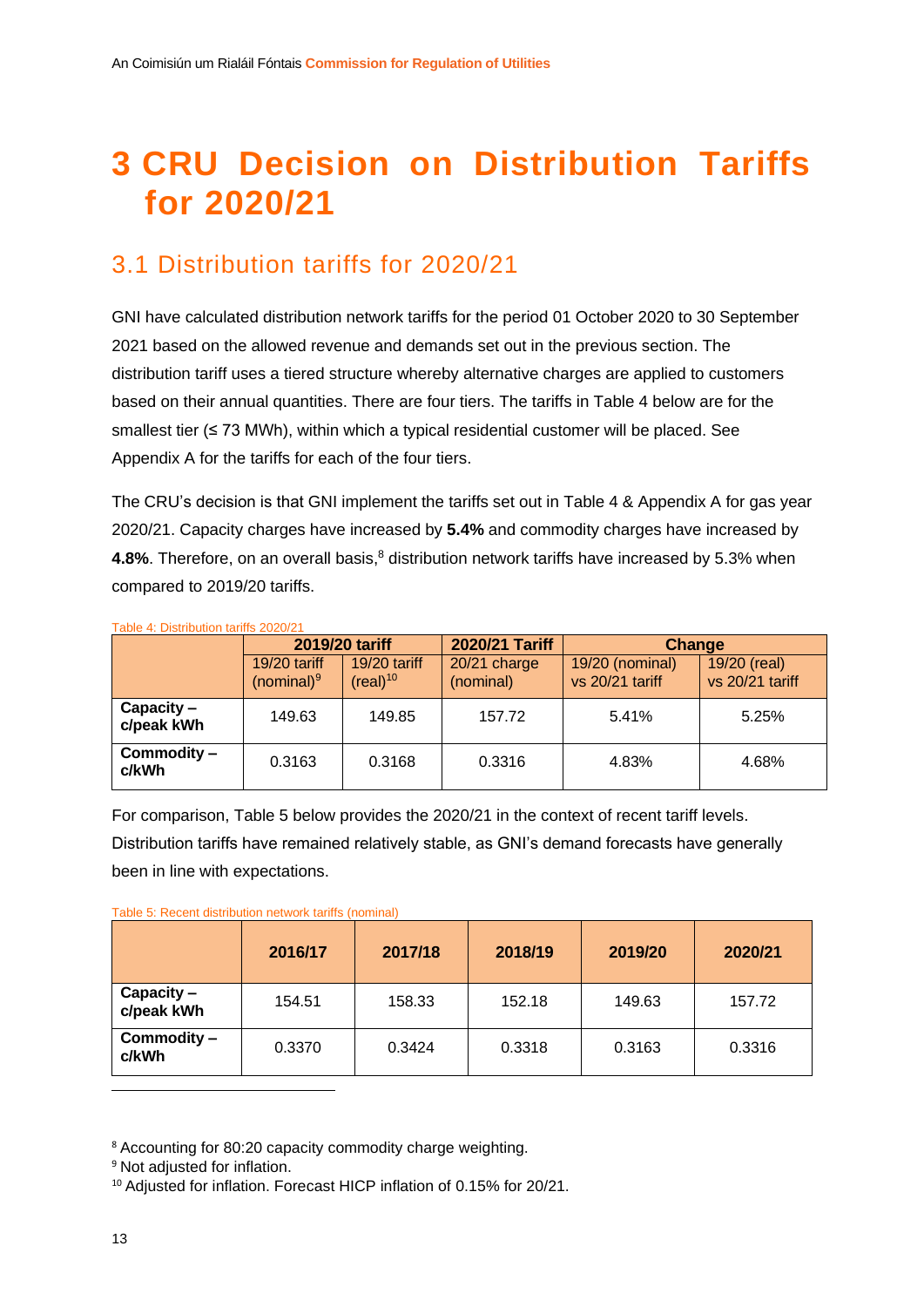# 3 CRU Decision on Distribution Tariffs for 2020/21

## 3.1 Distribution tariffs for 2020/21

GNI have calculated distribution network tariffs for the period 01 October 2020 to 30 September 2021 based on the allowed revenue and demands set out in the previous section. The distribution tariff uses a tiered structure whereby alternative charges are applied to customers based on their annual quantities. There are four tiers. The tariffs in Table 4 below are for the smallest tier (≤ 73 MWh), within which a typical residential customer will be placed. See Appendix A for the tariffs for each of the four tiers.

The CRU's decision is that GNI implement the tariffs set out in Table 4 & Appendix A for gas year 2020/21. Capacity charges have increased by **5.4%** and commodity charges have increased by **4.8%**. Therefore, on an overall basis,[8] distribution network tariffs have increased by 5.3% when compared to 2019/20 tariffs.

Table 4: Distribution tariffs 2020/21

| | 2019/20 tariff | | 2020/21 Tariff | Change | |
|---|---|---|---|---|---|
| | 19/20 tariff (nominal)[9] | 19/20 tariff (real)[10] | 20/21 charge (nominal) | 19/20 (nominal) vs 20/21 tariff | 19/20 (real) vs 20/21 tariff |
| **Capacity – c/peak kWh** | 149.63 | 149.85 | 157.72 | 5.41% | 5.25% |
| **Commodity – c/kWh** | 0.3163 | 0.3168 | 0.3316 | 4.83% | 4.68% |

For comparison, Table 5 below provides the 2020/21 in the context of recent tariff levels. Distribution tariffs have remained relatively stable, as GNI's demand forecasts have generally been in line with expectations.

Table 5: Recent distribution network tariffs (nominal)

| | 2016/17 | 2017/18 | 2018/19 | 2019/20 | 2020/21 |
|---|---|---|---|---|---|
| **Capacity – c/peak kWh** | 154.51 | 158.33 | 152.18 | 149.63 | 157.72 |
| **Commodity – c/kWh** | 0.3370 | 0.3424 | 0.3318 | 0.3163 | 0.3316 |

---

[8] Accounting for 80:20 capacity commodity charge weighting.

[9] Not adjusted for inflation.

[10] Adjusted for inflation. Forecast HICP inflation of 0.15% for 20/21.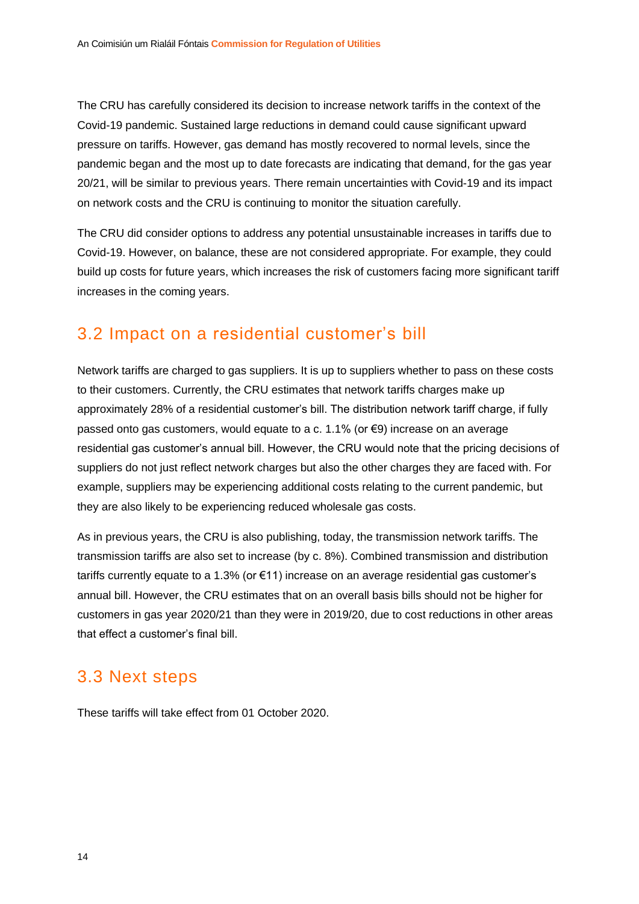The CRU has carefully considered its decision to increase network tariffs in the context of the Covid-19 pandemic. Sustained large reductions in demand could cause significant upward pressure on tariffs. However, gas demand has mostly recovered to normal levels, since the pandemic began and the most up to date forecasts are indicating that demand, for the gas year 20/21, will be similar to previous years. There remain uncertainties with Covid-19 and its impact on network costs and the CRU is continuing to monitor the situation carefully.

The CRU did consider options to address any potential unsustainable increases in tariffs due to Covid-19. However, on balance, these are not considered appropriate. For example, they could build up costs for future years, which increases the risk of customers facing more significant tariff increases in the coming years.

## 3.2 Impact on a residential customer's bill

Network tariffs are charged to gas suppliers. It is up to suppliers whether to pass on these costs to their customers. Currently, the CRU estimates that network tariffs charges make up approximately 28% of a residential customer's bill. The distribution network tariff charge, if fully passed onto gas customers, would equate to a c. 1.1% (or €9) increase on an average residential gas customer's annual bill. However, the CRU would note that the pricing decisions of suppliers do not just reflect network charges but also the other charges they are faced with. For example, suppliers may be experiencing additional costs relating to the current pandemic, but they are also likely to be experiencing reduced wholesale gas costs.

As in previous years, the CRU is also publishing, today, the transmission network tariffs. The transmission tariffs are also set to increase (by c. 8%). Combined transmission and distribution tariffs currently equate to a 1.3% (or €11) increase on an average residential gas customer's annual bill. However, the CRU estimates that on an overall basis bills should not be higher for customers in gas year 2020/21 than they were in 2019/20, due to cost reductions in other areas that effect a customer's final bill.

## 3.3 Next steps

These tariffs will take effect from 01 October 2020.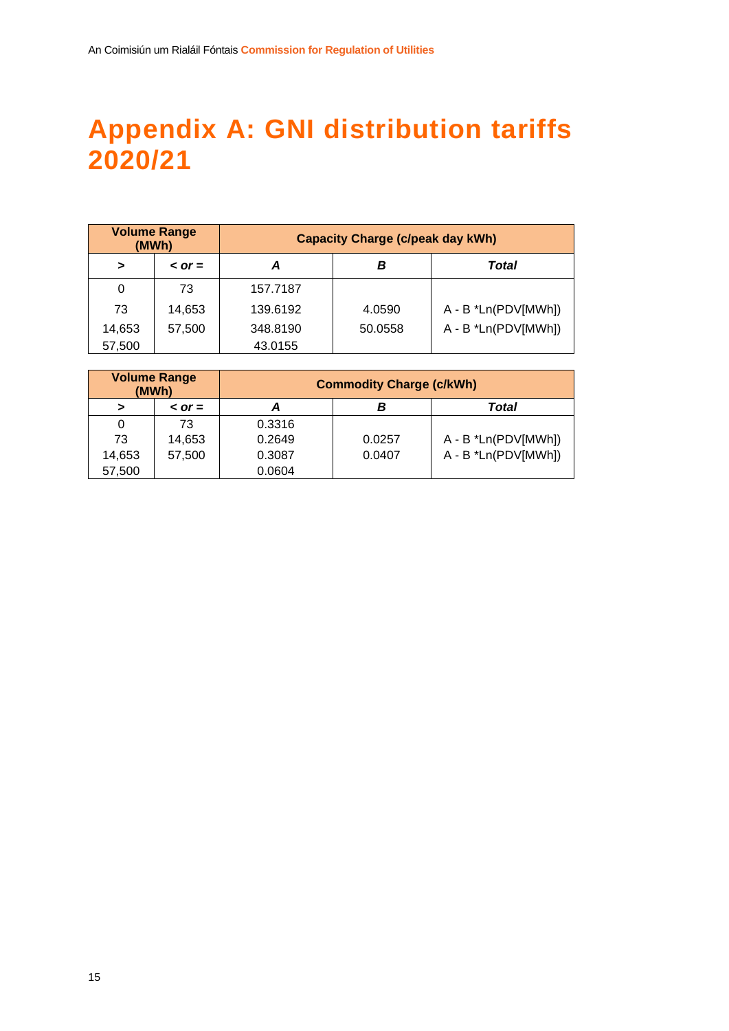# Appendix A: GNI distribution tariffs 2020/21

| Volume Range (MWh) | | Capacity Charge (c/peak day kWh) | | |
|---|---|---|---|---|
| *>* | *< or =* | ***A*** | ***B*** | ***Total*** |
| 0 | 73 | 157.7187 | | |
| 73 | 14,653 | 139.6192 | 4.0590 | A - B *Ln(PDV[MWh]) |
| 14,653 | 57,500 | 348.8190 | 50.0558 | A - B *Ln(PDV[MWh]) |
| 57,500 | | 43.0155 | | |

| Volume Range (MWh) | | Commodity Charge (c/kWh) | | |
|---|---|---|---|---|
| *>* | *< or =* | ***A*** | ***B*** | ***Total*** |
| 0 | 73 | 0.3316 | | |
| 73 | 14,653 | 0.2649 | 0.0257 | A - B *Ln(PDV[MWh]) |
| 14,653 | 57,500 | 0.3087 | 0.0407 | A - B *Ln(PDV[MWh]) |
| 57,500 | | 0.0604 | | |